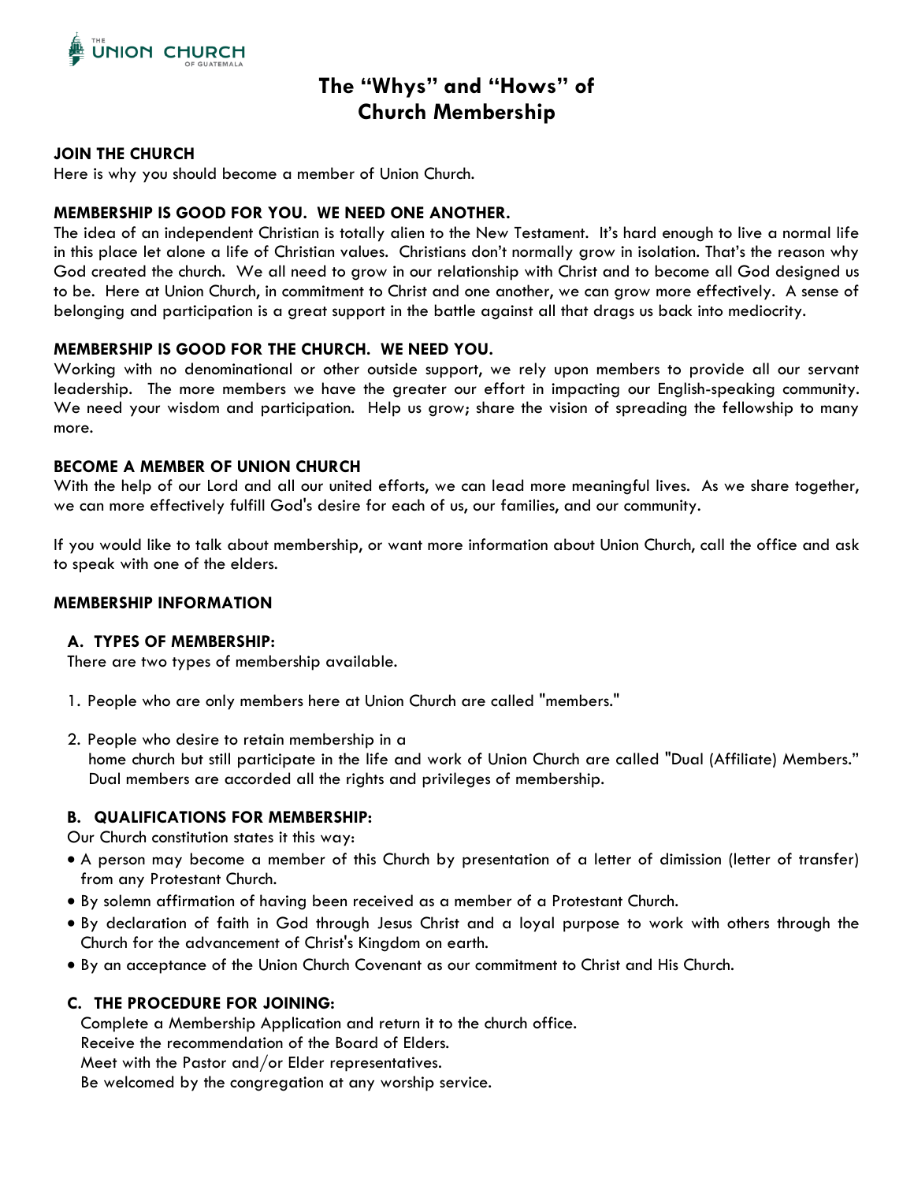# The "Whys" and "Hows" of Church Membership

**JOIN THE CHURCH**

Here is why you should become a member of Union Church.

**MEMBERSHIP IS GOOD FOR YOU. WE NEED ONE ANOTHER.**

The idea of an independent Christian is totally alien to the New Testament. It's hard enough to live a normal life in this place let alone a life of Christian values. Christians don't normally grow in isolation. That's the reason why God created the church. We all need to grow in our relationship with Christ and to become all God designed us to be. Here at Union Church, in commitment to Christ and one another, we can grow more effectively. A sense of belonging and participation is a great support in the battle against all that drags us back into mediocrity.

**MEMBERSHIP IS GOOD FOR THE CHURCH. WE NEED YOU.**

Working with no denominational or other outside support, we rely upon members to provide all our servant leadership. The more members we have the greater our effort in impacting our English-speaking community. We need your wisdom and participation. Help us grow; share the vision of spreading the fellowship to many more.

**BECOME A MEMBER OF UNION CHURCH**

With the help of our Lord and all our united efforts, we can lead more meaningful lives. As we share together, we can more effectively fulfill God's desire for each of us, our families, and our community.

If you would like to talk about membership, or want more information about Union Church, call the office and ask to speak with one of the elders.

**MEMBERSHIP INFORMATION**

**A. TYPES OF MEMBERSHIP:**

There are two types of membership available.

1. People who are only members here at Union Church are called "members."
2. People who desire to retain membership in a home church but still participate in the life and work of Union Church are called "Dual (Affiliate) Members." Dual members are accorded all the rights and privileges of membership.

**B. QUALIFICATIONS FOR MEMBERSHIP:**

Our Church constitution states it this way:

- A person may become a member of this Church by presentation of a letter of dimission (letter of transfer) from any Protestant Church.
- By solemn affirmation of having been received as a member of a Protestant Church.
- By declaration of faith in God through Jesus Christ and a loyal purpose to work with others through the Church for the advancement of Christ's Kingdom on earth.
- By an acceptance of the Union Church Covenant as our commitment to Christ and His Church.

**C. THE PROCEDURE FOR JOINING:**

Complete a Membership Application and return it to the church office.
Receive the recommendation of the Board of Elders.
Meet with the Pastor and/or Elder representatives.
Be welcomed by the congregation at any worship service.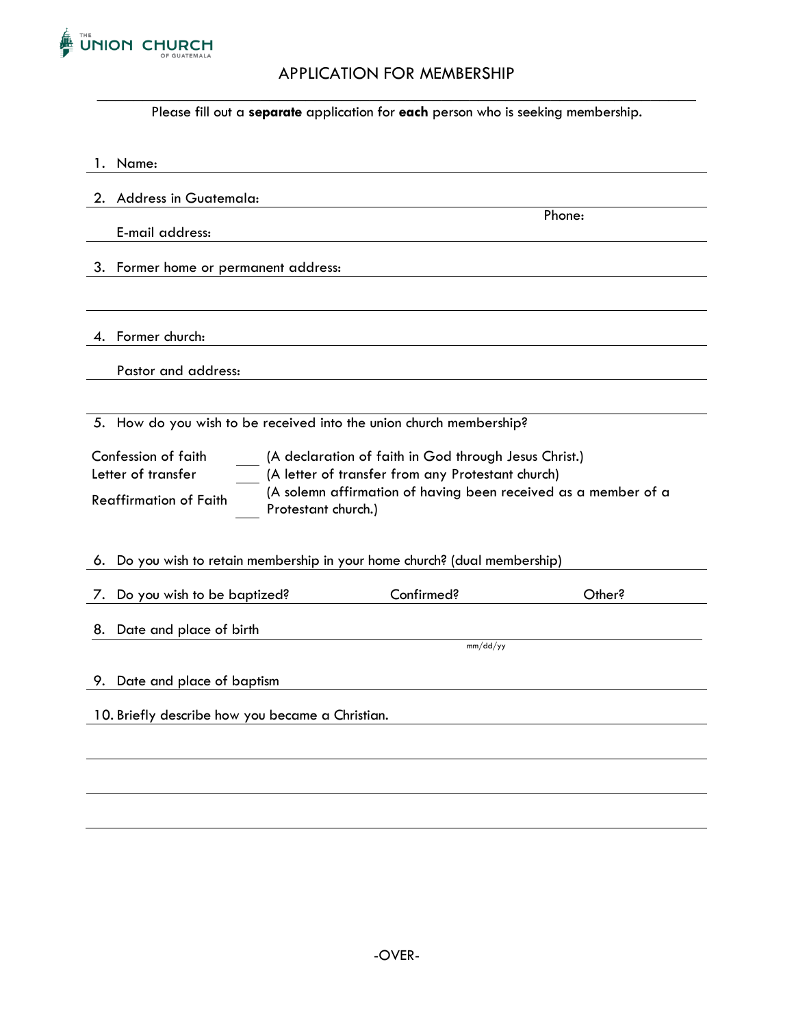THE UNION CHURCH OF GUATEMALA

# APPLICATION FOR MEMBERSHIP

Please fill out a **separate** application for **each** person who is seeking membership.

1. Name: \_\_\_\_\_\_\_\_\_\_\_\_\_\_\_\_\_\_\_\_\_\_\_\_\_\_\_\_\_\_\_\_\_\_\_\_\_\_\_\_

2. Address in Guatemala: \_\_\_\_\_\_\_\_\_\_\_\_\_\_\_\_\_\_\_\_\_\_\_\_\_\_\_\_\_\_\_\_\_\_\_\_\_\_\_\_

   Phone: \_\_\_\_\_\_\_\_\_\_\_\_\_\_\_\_

   E-mail address: \_\_\_\_\_\_\_\_\_\_\_\_\_\_\_\_\_\_\_\_\_\_\_\_\_\_\_\_\_\_\_\_\_\_\_\_\_\_\_\_

3. Former home or permanent address: \_\_\_\_\_\_\_\_\_\_\_\_\_\_\_\_\_\_\_\_\_\_\_\_\_\_\_\_\_\_\_\_\_\_\_\_\_\_\_\_

   \_\_\_\_\_\_\_\_\_\_\_\_\_\_\_\_\_\_\_\_\_\_\_\_\_\_\_\_\_\_\_\_\_\_\_\_\_\_\_\_

4. Former church: \_\_\_\_\_\_\_\_\_\_\_\_\_\_\_\_\_\_\_\_\_\_\_\_\_\_\_\_\_\_\_\_\_\_\_\_\_\_\_\_

   Pastor and address: \_\_\_\_\_\_\_\_\_\_\_\_\_\_\_\_\_\_\_\_\_\_\_\_\_\_\_\_\_\_\_\_\_\_\_\_\_\_\_\_

   \_\_\_\_\_\_\_\_\_\_\_\_\_\_\_\_\_\_\_\_\_\_\_\_\_\_\_\_\_\_\_\_\_\_\_\_\_\_\_\_

5. How do you wish to be received into the union church membership?

| | | |
|---|---|---|
| Confession of faith | \_\_\_ | (A declaration of faith in God through Jesus Christ.) |
| Letter of transfer | \_\_\_ | (A letter of transfer from any Protestant church) |
| Reaffirmation of Faith | \_\_\_ | (A solemn affirmation of having been received as a member of a Protestant church.) |

6. Do you wish to retain membership in your home church? (dual membership) \_\_\_\_\_\_\_\_\_\_\_\_\_\_\_\_

7. Do you wish to be baptized? \_\_\_\_\_\_\_\_ Confirmed? \_\_\_\_\_\_\_\_ Other? \_\_\_\_\_\_\_\_

8. Date and place of birth \_\_\_\_\_\_\_\_\_\_\_\_\_\_\_\_\_\_\_\_\_\_\_\_\_\_\_\_\_\_\_\_\_\_\_\_\_\_\_\_

   mm/dd/yy

9. Date and place of baptism \_\_\_\_\_\_\_\_\_\_\_\_\_\_\_\_\_\_\_\_\_\_\_\_\_\_\_\_\_\_\_\_\_\_\_\_\_\_\_\_

10. Briefly describe how you became a Christian. \_\_\_\_\_\_\_\_\_\_\_\_\_\_\_\_\_\_\_\_\_\_\_\_\_\_\_\_\_\_\_\_\_\_\_\_\_\_\_\_

    \_\_\_\_\_\_\_\_\_\_\_\_\_\_\_\_\_\_\_\_\_\_\_\_\_\_\_\_\_\_\_\_\_\_\_\_\_\_\_\_

    \_\_\_\_\_\_\_\_\_\_\_\_\_\_\_\_\_\_\_\_\_\_\_\_\_\_\_\_\_\_\_\_\_\_\_\_\_\_\_\_

    \_\_\_\_\_\_\_\_\_\_\_\_\_\_\_\_\_\_\_\_\_\_\_\_\_\_\_\_\_\_\_\_\_\_\_\_\_\_\_\_

-OVER-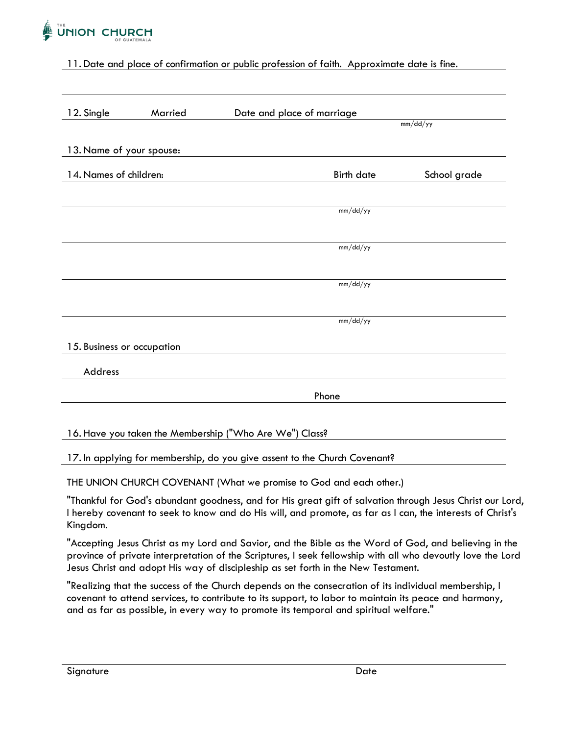11. Date and place of confirmation or public profession of faith. Approximate date is fine.

12. Single Married Date and place of marriage

mm/dd/yy

13. Name of your spouse:

| 14. Names of children: | Birth date | School grade |
|---|---|---|
| | mm/dd/yy | |
| | mm/dd/yy | |
| | mm/dd/yy | |
| | mm/dd/yy | |

15. Business or occupation

Address

Phone

16. Have you taken the Membership ("Who Are We") Class?

17. In applying for membership, do you give assent to the Church Covenant?

THE UNION CHURCH COVENANT (What we promise to God and each other.)

"Thankful for God's abundant goodness, and for His great gift of salvation through Jesus Christ our Lord, I hereby covenant to seek to know and do His will, and promote, as far as I can, the interests of Christ's Kingdom.

"Accepting Jesus Christ as my Lord and Savior, and the Bible as the Word of God, and believing in the province of private interpretation of the Scriptures, I seek fellowship with all who devoutly love the Lord Jesus Christ and adopt His way of discipleship as set forth in the New Testament.

"Realizing that the success of the Church depends on the consecration of its individual membership, I covenant to attend services, to contribute to its support, to labor to maintain its peace and harmony, and as far as possible, in every way to promote its temporal and spiritual welfare."

Signature Date